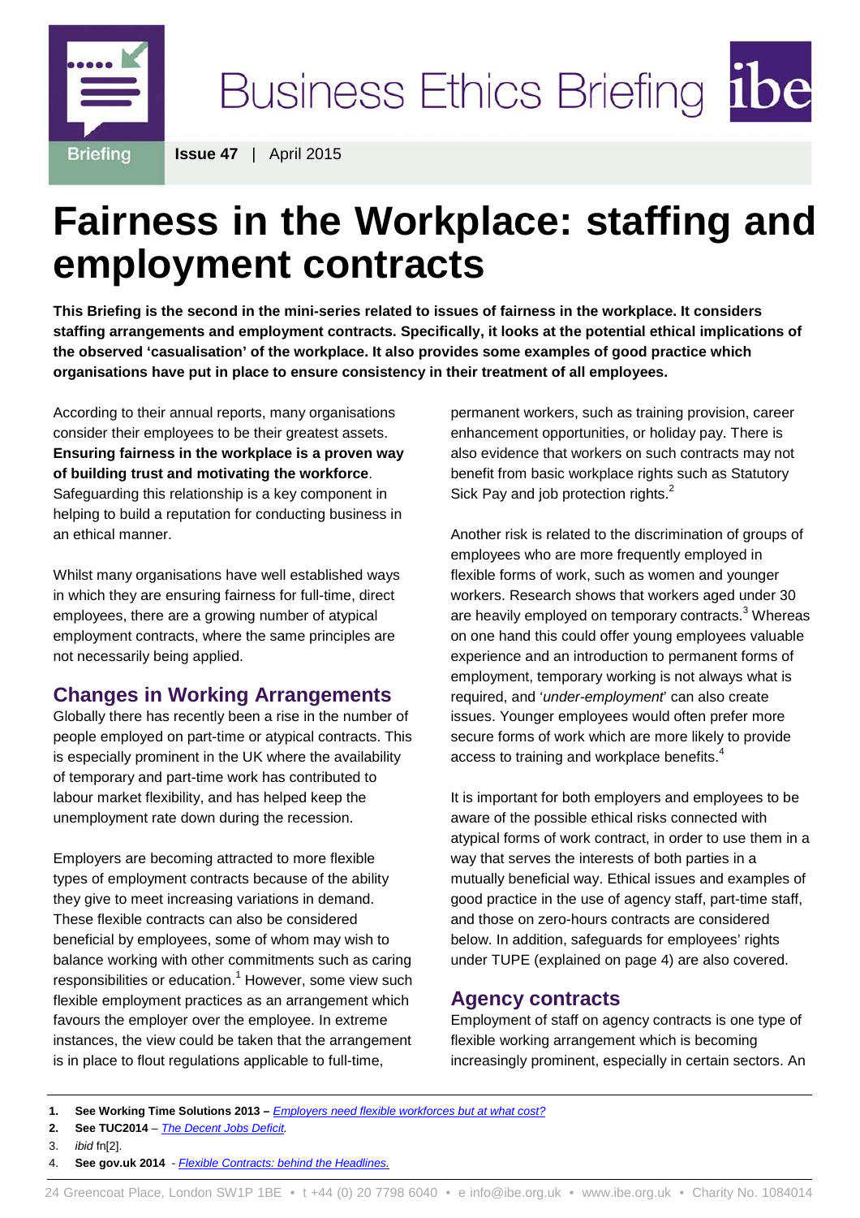# Fairness in the Workplace: staffing and employment contracts

**This Briefing is the second in the mini-series related to issues of fairness in the workplace. It considers staffing arrangements and employment contracts. Specifically, it looks at the potential ethical implications of the observed 'casualisation' of the workplace. It also provides some examples of good practice which organisations have put in place to ensure consistency in their treatment of all employees.**

According to their annual reports, many organisations consider their employees to be their greatest assets. **Ensuring fairness in the workplace is a proven way of building trust and motivating the workforce**. Safeguarding this relationship is a key component in helping to build a reputation for conducting business in an ethical manner.

Whilst many organisations have well established ways in which they are ensuring fairness for full-time, direct employees, there are a growing number of atypical employment contracts, where the same principles are not necessarily being applied.

## Changes in Working Arrangements

Globally there has recently been a rise in the number of people employed on part-time or atypical contracts. This is especially prominent in the UK where the availability of temporary and part-time work has contributed to labour market flexibility, and has helped keep the unemployment rate down during the recession.

Employers are becoming attracted to more flexible types of employment contracts because of the ability they give to meet increasing variations in demand. These flexible contracts can also be considered beneficial by employees, some of whom may wish to balance working with other commitments such as caring responsibilities or education.[1] However, some view such flexible employment practices as an arrangement which favours the employer over the employee. In extreme instances, the view could be taken that the arrangement is in place to flout regulations applicable to full-time, permanent workers, such as training provision, career enhancement opportunities, or holiday pay. There is also evidence that workers on such contracts may not benefit from basic workplace rights such as Statutory Sick Pay and job protection rights.[2]

Another risk is related to the discrimination of groups of employees who are more frequently employed in flexible forms of work, such as women and younger workers. Research shows that workers aged under 30 are heavily employed on temporary contracts.[3] Whereas on one hand this could offer young employees valuable experience and an introduction to permanent forms of employment, temporary working is not always what is required, and '*under-employment*' can also create issues. Younger employees would often prefer more secure forms of work which are more likely to provide access to training and workplace benefits.[4]

It is important for both employers and employees to be aware of the possible ethical risks connected with atypical forms of work contract, in order to use them in a way that serves the interests of both parties in a mutually beneficial way. Ethical issues and examples of good practice in the use of agency staff, part-time staff, and those on zero-hours contracts are considered below. In addition, safeguards for employees' rights under TUPE (explained on page 4) are also covered.

## Agency contracts

Employment of staff on agency contracts is one type of flexible working arrangement which is becoming increasingly prominent, especially in certain sectors. An

---

1. **See Working Time Solutions 2013 –** *Employers need flexible workforces but at what cost?*
2. **See TUC2014** – *The Decent Jobs Deficit.*
3. *ibid* fn[2].
4. **See gov.uk 2014** - *Flexible Contracts: behind the Headlines.*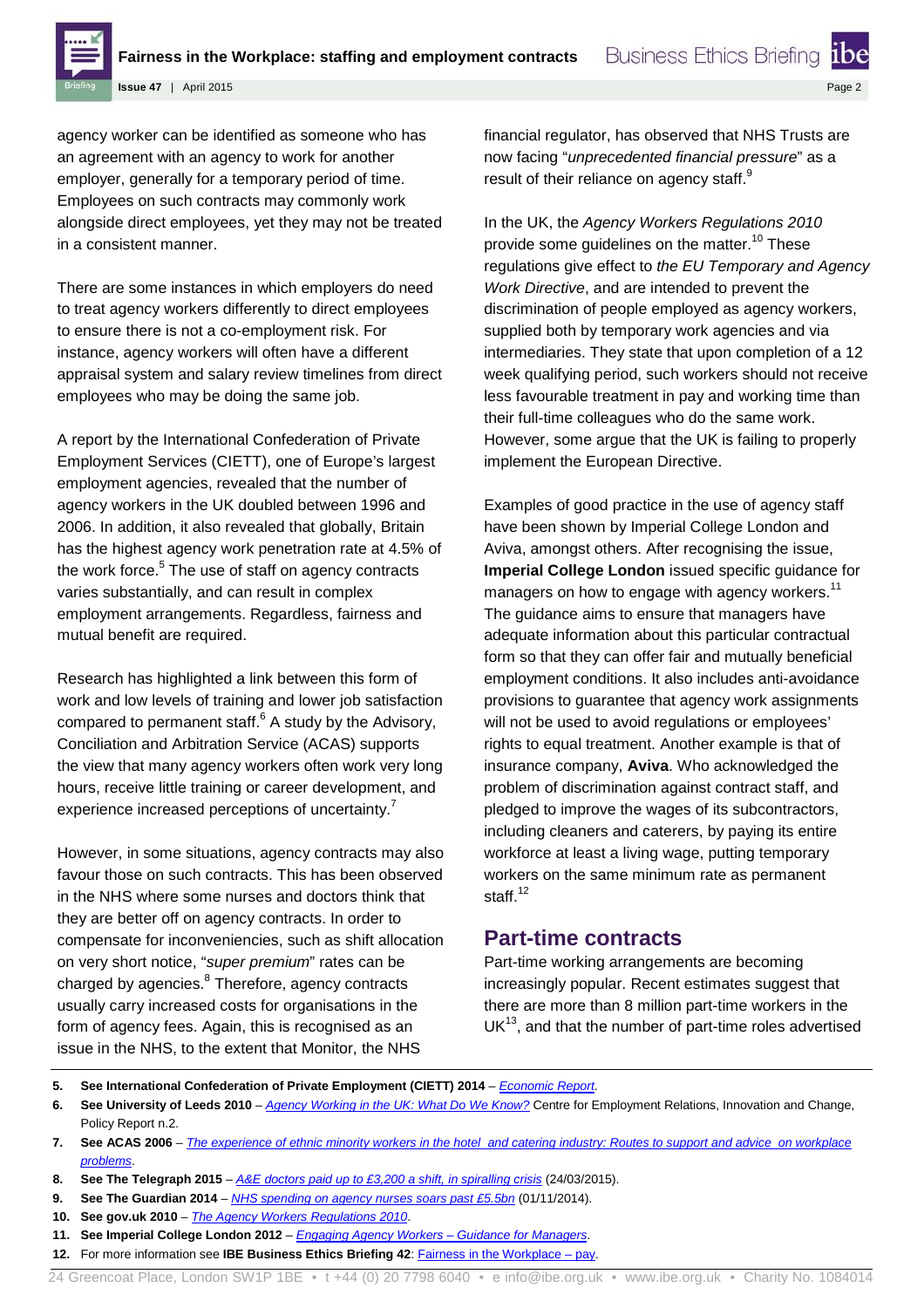agency worker can be identified as someone who has an agreement with an agency to work for another employer, generally for a temporary period of time. Employees on such contracts may commonly work alongside direct employees, yet they may not be treated in a consistent manner.

There are some instances in which employers do need to treat agency workers differently to direct employees to ensure there is not a co-employment risk. For instance, agency workers will often have a different appraisal system and salary review timelines from direct employees who may be doing the same job.

A report by the International Confederation of Private Employment Services (CIETT), one of Europe's largest employment agencies, revealed that the number of agency workers in the UK doubled between 1996 and 2006. In addition, it also revealed that globally, Britain has the highest agency work penetration rate at 4.5% of the work force.[5] The use of staff on agency contracts varies substantially, and can result in complex employment arrangements. Regardless, fairness and mutual benefit are required.

Research has highlighted a link between this form of work and low levels of training and lower job satisfaction compared to permanent staff.[6] A study by the Advisory, Conciliation and Arbitration Service (ACAS) supports the view that many agency workers often work very long hours, receive little training or career development, and experience increased perceptions of uncertainty.[7]

However, in some situations, agency contracts may also favour those on such contracts. This has been observed in the NHS where some nurses and doctors think that they are better off on agency contracts. In order to compensate for inconveniencies, such as shift allocation on very short notice, "*super premium*" rates can be charged by agencies.[8] Therefore, agency contracts usually carry increased costs for organisations in the form of agency fees. Again, this is recognised as an issue in the NHS, to the extent that Monitor, the NHS financial regulator, has observed that NHS Trusts are now facing "*unprecedented financial pressure*" as a result of their reliance on agency staff.[9]

In the UK, the *Agency Workers Regulations 2010* provide some guidelines on the matter.[10] These regulations give effect to *the EU Temporary and Agency Work Directive*, and are intended to prevent the discrimination of people employed as agency workers, supplied both by temporary work agencies and via intermediaries. They state that upon completion of a 12 week qualifying period, such workers should not receive less favourable treatment in pay and working time than their full-time colleagues who do the same work. However, some argue that the UK is failing to properly implement the European Directive.

Examples of good practice in the use of agency staff have been shown by Imperial College London and Aviva, amongst others. After recognising the issue, **Imperial College London** issued specific guidance for managers on how to engage with agency workers.[11] The guidance aims to ensure that managers have adequate information about this particular contractual form so that they can offer fair and mutually beneficial employment conditions. It also includes anti-avoidance provisions to guarantee that agency work assignments will not be used to avoid regulations or employees' rights to equal treatment. Another example is that of insurance company, **Aviva**. Who acknowledged the problem of discrimination against contract staff, and pledged to improve the wages of its subcontractors, including cleaners and caterers, by paying its entire workforce at least a living wage, putting temporary workers on the same minimum rate as permanent staff.[12]

## Part-time contracts

Part-time working arrangements are becoming increasingly popular. Recent estimates suggest that there are more than 8 million part-time workers in the UK[13], and that the number of part-time roles advertised

---

5. **See International Confederation of Private Employment (CIETT) 2014** – *Economic Report*.
6. **See University of Leeds 2010** – *Agency Working in the UK: What Do We Know?* Centre for Employment Relations, Innovation and Change, Policy Report n.2.
7. **See ACAS 2006** – *The experience of ethnic minority workers in the hotel and catering industry: Routes to support and advice on workplace problems*.
8. **See The Telegraph 2015** – *A&E doctors paid up to £3,200 a shift, in spiralling crisis* (24/03/2015).
9. **See The Guardian 2014** – *NHS spending on agency nurses soars past £5.5bn* (01/11/2014).
10. **See gov.uk 2010** – *The Agency Workers Regulations 2010*.
11. **See Imperial College London 2012** – *Engaging Agency Workers – Guidance for Managers*.
12. For more information see **IBE Business Ethics Briefing 42**: Fairness in the Workplace – pay.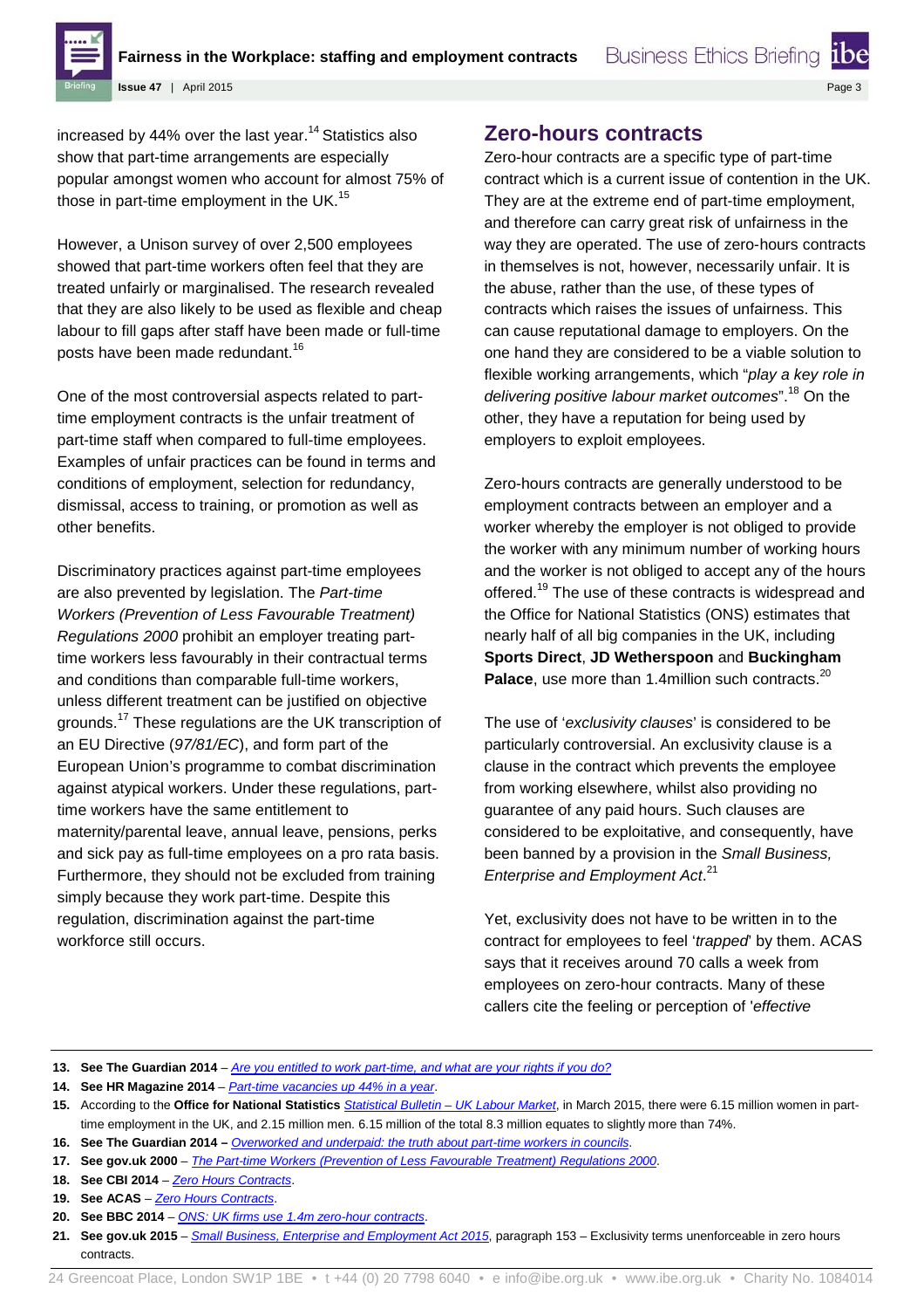increased by 44% over the last year.[14] Statistics also show that part-time arrangements are especially popular amongst women who account for almost 75% of those in part-time employment in the UK.[15]

However, a Unison survey of over 2,500 employees showed that part-time workers often feel that they are treated unfairly or marginalised. The research revealed that they are also likely to be used as flexible and cheap labour to fill gaps after staff have been made or full-time posts have been made redundant.[16]

One of the most controversial aspects related to part-time employment contracts is the unfair treatment of part-time staff when compared to full-time employees. Examples of unfair practices can be found in terms and conditions of employment, selection for redundancy, dismissal, access to training, or promotion as well as other benefits.

Discriminatory practices against part-time employees are also prevented by legislation. The *Part-time Workers (Prevention of Less Favourable Treatment) Regulations 2000* prohibit an employer treating part-time workers less favourably in their contractual terms and conditions than comparable full-time workers, unless different treatment can be justified on objective grounds.[17] These regulations are the UK transcription of an EU Directive (*97/81/EC*), and form part of the European Union's programme to combat discrimination against atypical workers. Under these regulations, part-time workers have the same entitlement to maternity/parental leave, annual leave, pensions, perks and sick pay as full-time employees on a pro rata basis. Furthermore, they should not be excluded from training simply because they work part-time. Despite this regulation, discrimination against the part-time workforce still occurs.

## Zero-hours contracts

Zero-hour contracts are a specific type of part-time contract which is a current issue of contention in the UK. They are at the extreme end of part-time employment, and therefore can carry great risk of unfairness in the way they are operated. The use of zero-hours contracts in themselves is not, however, necessarily unfair. It is the abuse, rather than the use, of these types of contracts which raises the issues of unfairness. This can cause reputational damage to employers. On the one hand they are considered to be a viable solution to flexible working arrangements, which "*play a key role in delivering positive labour market outcomes*".[18] On the other, they have a reputation for being used by employers to exploit employees.

Zero-hours contracts are generally understood to be employment contracts between an employer and a worker whereby the employer is not obliged to provide the worker with any minimum number of working hours and the worker is not obliged to accept any of the hours offered.[19] The use of these contracts is widespread and the Office for National Statistics (ONS) estimates that nearly half of all big companies in the UK, including **Sports Direct**, **JD Wetherspoon** and **Buckingham Palace**, use more than 1.4million such contracts.[20]

The use of '*exclusivity clauses*' is considered to be particularly controversial. An exclusivity clause is a clause in the contract which prevents the employee from working elsewhere, whilst also providing no guarantee of any paid hours. Such clauses are considered to be exploitative, and consequently, have been banned by a provision in the *Small Business, Enterprise and Employment Act*.[21]

Yet, exclusivity does not have to be written in to the contract for employees to feel '*trapped*' by them. ACAS says that it receives around 70 calls a week from employees on zero-hour contracts. Many of these callers cite the feeling or perception of '*effective*

---

13. **See The Guardian 2014** – *Are you entitled to work part-time, and what are your rights if you do?*
14. **See HR Magazine 2014** – *Part-time vacancies up 44% in a year*.
15. According to the **Office for National Statistics** *Statistical Bulletin – UK Labour Market*, in March 2015, there were 6.15 million women in part-time employment in the UK, and 2.15 million men. 6.15 million of the total 8.3 million equates to slightly more than 74%.
16. **See The Guardian 2014 –** *Overworked and underpaid: the truth about part-time workers in councils*.
17. **See gov.uk 2000** – *The Part-time Workers (Prevention of Less Favourable Treatment) Regulations 2000*.
18. **See CBI 2014** – *Zero Hours Contracts*.
19. **See ACAS** – *Zero Hours Contracts*.
20. **See BBC 2014** – *ONS: UK firms use 1.4m zero-hour contracts*.
21. **See gov.uk 2015** – *Small Business, Enterprise and Employment Act 2015*, paragraph 153 – Exclusivity terms unenforceable in zero hours contracts.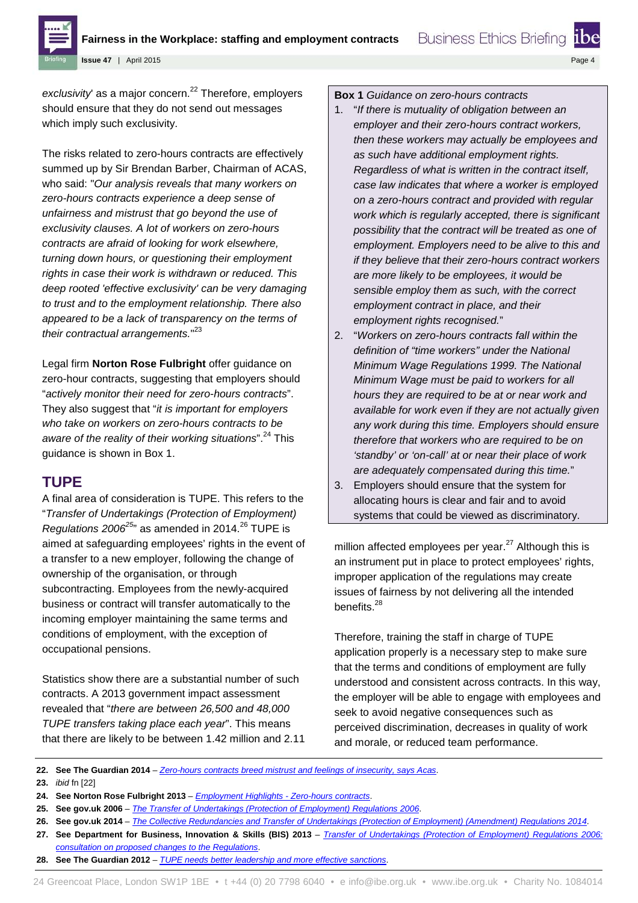*exclusivity*' as a major concern.[22] Therefore, employers should ensure that they do not send out messages which imply such exclusivity.

The risks related to zero-hours contracts are effectively summed up by Sir Brendan Barber, Chairman of ACAS, who said: "*Our analysis reveals that many workers on zero-hours contracts experience a deep sense of unfairness and mistrust that go beyond the use of exclusivity clauses. A lot of workers on zero-hours contracts are afraid of looking for work elsewhere, turning down hours, or questioning their employment rights in case their work is withdrawn or reduced. This deep rooted 'effective exclusivity' can be very damaging to trust and to the employment relationship. There also appeared to be a lack of transparency on the terms of their contractual arrangements.*"[23]

Legal firm **Norton Rose Fulbright** offer guidance on zero-hour contracts, suggesting that employers should "*actively monitor their need for zero-hours contracts*". They also suggest that "*it is important for employers who take on workers on zero-hours contracts to be aware of the reality of their working situations*".[24] This guidance is shown in Box 1.

**Box 1** *Guidance on zero-hours contracts*

1. "*If there is mutuality of obligation between an employer and their zero-hours contract workers, then these workers may actually be employees and as such have additional employment rights. Regardless of what is written in the contract itself, case law indicates that where a worker is employed on a zero-hours contract and provided with regular work which is regularly accepted, there is significant possibility that the contract will be treated as one of employment. Employers need to be alive to this and if they believe that their zero-hours contract workers are more likely to be employees, it would be sensible employ them as such, with the correct employment contract in place, and their employment rights recognised.*"
2. "*Workers on zero-hours contracts fall within the definition of "time workers" under the National Minimum Wage Regulations 1999. The National Minimum Wage must be paid to workers for all hours they are required to be at or near work and available for work even if they are not actually given any work during this time. Employers should ensure therefore that workers who are required to be on 'standby' or 'on-call' at or near their place of work are adequately compensated during this time.*"
3. Employers should ensure that the system for allocating hours is clear and fair and to avoid systems that could be viewed as discriminatory.

## TUPE

A final area of consideration is TUPE. This refers to the "*Transfer of Undertakings (Protection of Employment) Regulations 2006*[25]" as amended in 2014.[26] TUPE is aimed at safeguarding employees' rights in the event of a transfer to a new employer, following the change of ownership of the organisation, or through subcontracting. Employees from the newly-acquired business or contract will transfer automatically to the incoming employer maintaining the same terms and conditions of employment, with the exception of occupational pensions.

Statistics show there are a substantial number of such contracts. A 2013 government impact assessment revealed that "*there are between 26,500 and 48,000 TUPE transfers taking place each year*". This means that there are likely to be between 1.42 million and 2.11 million affected employees per year.[27] Although this is an instrument put in place to protect employees' rights, improper application of the regulations may create issues of fairness by not delivering all the intended benefits.[28]

Therefore, training the staff in charge of TUPE application properly is a necessary step to make sure that the terms and conditions of employment are fully understood and consistent across contracts. In this way, the employer will be able to engage with employees and seek to avoid negative consequences such as perceived discrimination, decreases in quality of work and morale, or reduced team performance.

---

22. **See The Guardian 2014** – *Zero-hours contracts breed mistrust and feelings of insecurity, says Acas*.
23. *ibid* fn [22]
24. **See Norton Rose Fulbright 2013** – *Employment Highlights - Zero-hours contracts*.
25. **See gov.uk 2006** – *The Transfer of Undertakings (Protection of Employment) Regulations 2006*.
26. **See gov.uk 2014** – *The Collective Redundancies and Transfer of Undertakings (Protection of Employment) (Amendment) Regulations 2014*.
27. **See Department for Business, Innovation & Skills (BIS) 2013** – *Transfer of Undertakings (Protection of Employment) Regulations 2006: consultation on proposed changes to the Regulations*.
28. **See The Guardian 2012** – *TUPE needs better leadership and more effective sanctions*.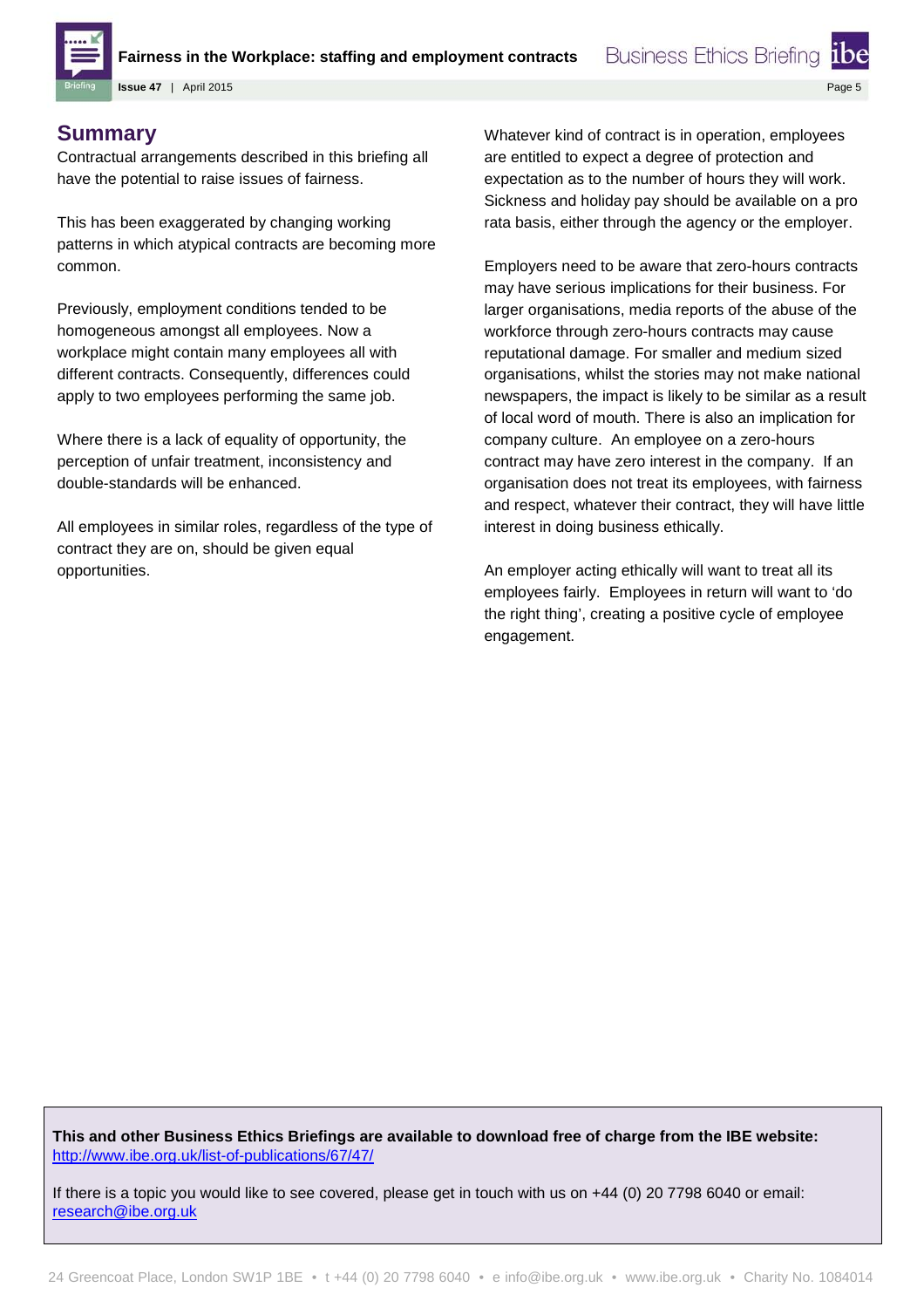## Summary

Contractual arrangements described in this briefing all have the potential to raise issues of fairness.

This has been exaggerated by changing working patterns in which atypical contracts are becoming more common.

Previously, employment conditions tended to be homogeneous amongst all employees. Now a workplace might contain many employees all with different contracts. Consequently, differences could apply to two employees performing the same job.

Where there is a lack of equality of opportunity, the perception of unfair treatment, inconsistency and double-standards will be enhanced.

All employees in similar roles, regardless of the type of contract they are on, should be given equal opportunities.

Whatever kind of contract is in operation, employees are entitled to expect a degree of protection and expectation as to the number of hours they will work. Sickness and holiday pay should be available on a pro rata basis, either through the agency or the employer.

Employers need to be aware that zero-hours contracts may have serious implications for their business. For larger organisations, media reports of the abuse of the workforce through zero-hours contracts may cause reputational damage. For smaller and medium sized organisations, whilst the stories may not make national newspapers, the impact is likely to be similar as a result of local word of mouth. There is also an implication for company culture. An employee on a zero-hours contract may have zero interest in the company. If an organisation does not treat its employees, with fairness and respect, whatever their contract, they will have little interest in doing business ethically.

An employer acting ethically will want to treat all its employees fairly. Employees in return will want to 'do the right thing', creating a positive cycle of employee engagement.

**This and other Business Ethics Briefings are available to download free of charge from the IBE website:** http://www.ibe.org.uk/list-of-publications/67/47/

If there is a topic you would like to see covered, please get in touch with us on +44 (0) 20 7798 6040 or email: research@ibe.org.uk

24 Greencoat Place, London SW1P 1BE • t +44 (0) 20 7798 6040 • e info@ibe.org.uk • www.ibe.org.uk • Charity No. 1084014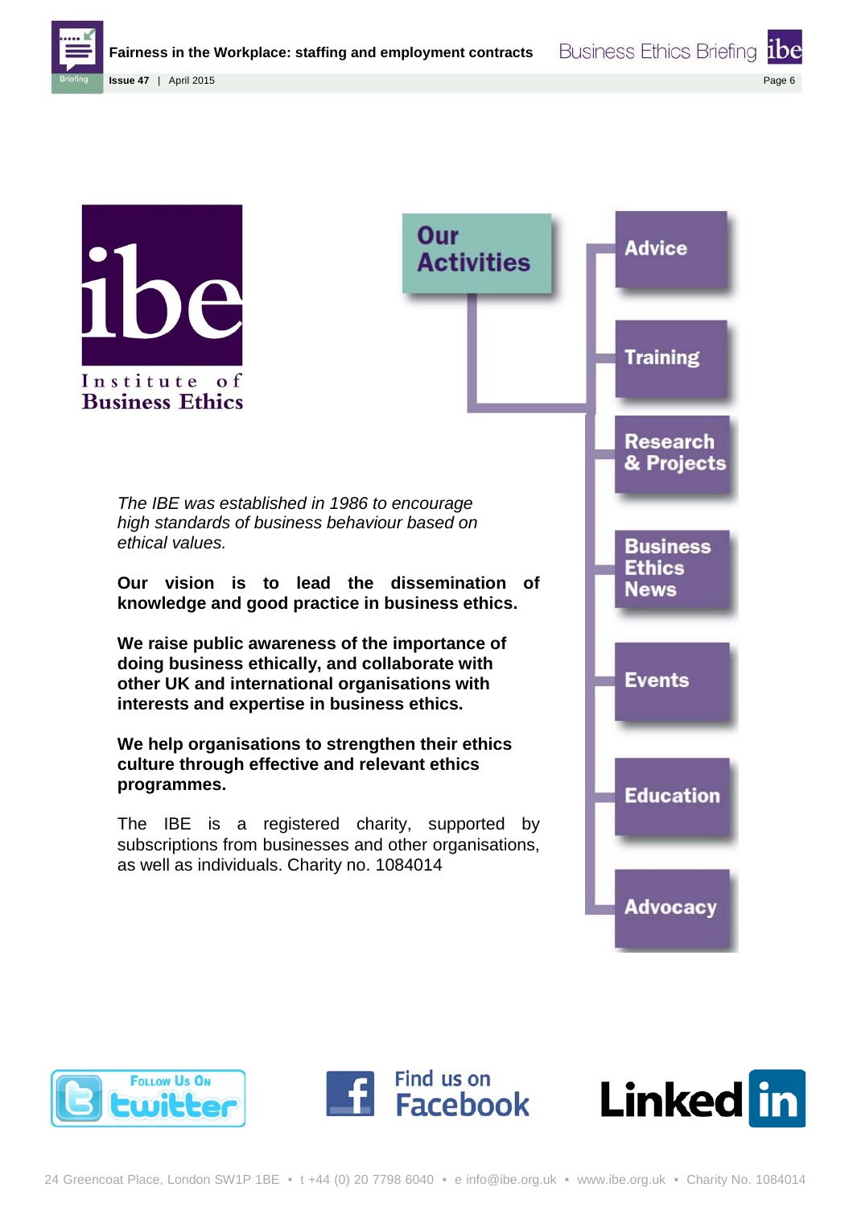ibe

Institute of Business Ethics

## Our Activities

- Advice
- Training
- Research & Projects
- Business Ethics News
- Events
- Education
- Advocacy

*The IBE was established in 1986 to encourage high standards of business behaviour based on ethical values.*

**Our vision is to lead the dissemination of knowledge and good practice in business ethics.**

**We raise public awareness of the importance of doing business ethically, and collaborate with other UK and international organisations with interests and expertise in business ethics.**

**We help organisations to strengthen their ethics culture through effective and relevant ethics programmes.**

The IBE is a registered charity, supported by subscriptions from businesses and other organisations, as well as individuals. Charity no. 1084014

Follow Us On twitter

Find us on Facebook

LinkedIn

24 Greencoat Place, London SW1P 1BE • t +44 (0) 20 7798 6040 • e info@ibe.org.uk • www.ibe.org.uk • Charity No. 1084014